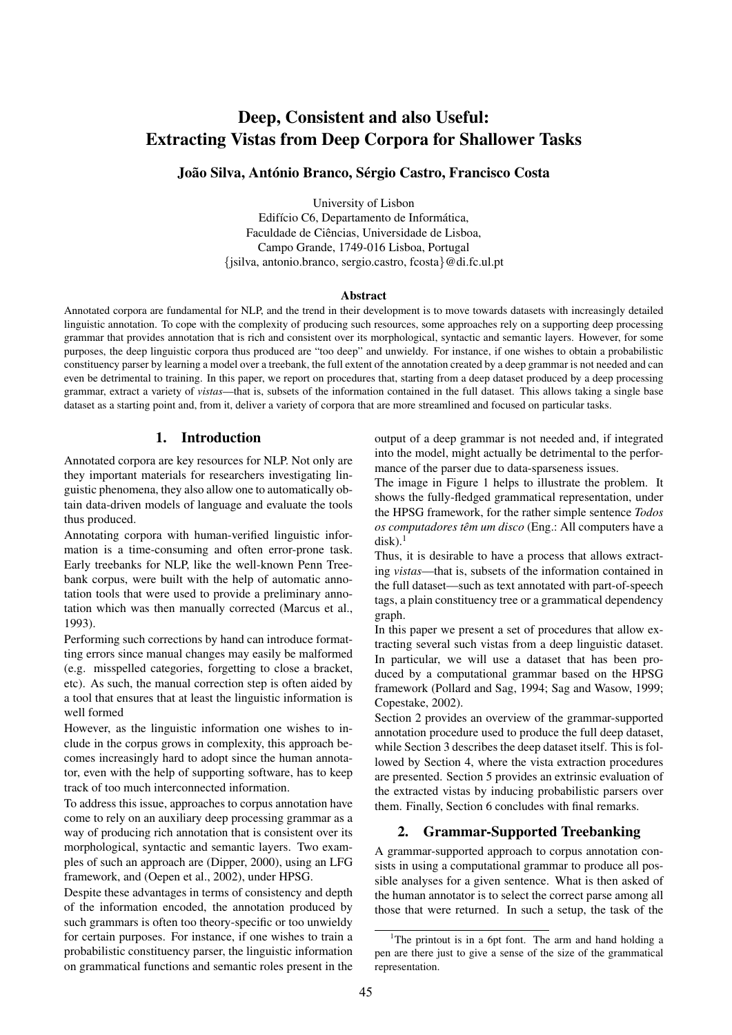# Deep, Consistent and also Useful: Extracting Vistas from Deep Corpora for Shallower Tasks

**João Silva, António Branco, Sérgio Castro, Francisco Costa**

University of Lisbon
Edifício C6, Departamento de Informática,
Faculdade de Ciências, Universidade de Lisboa,
Campo Grande, 1749-016 Lisboa, Portugal
{jsilva, antonio.branco, sergio.castro, fcosta}@di.fc.ul.pt

### Abstract

Annotated corpora are fundamental for NLP, and the trend in their development is to move towards datasets with increasingly detailed linguistic annotation. To cope with the complexity of producing such resources, some approaches rely on a supporting deep processing grammar that provides annotation that is rich and consistent over its morphological, syntactic and semantic layers. However, for some purposes, the deep linguistic corpora thus produced are "too deep" and unwieldy. For instance, if one wishes to obtain a probabilistic constituency parser by learning a model over a treebank, the full extent of the annotation created by a deep grammar is not needed and can even be detrimental to training. In this paper, we report on procedures that, starting from a deep dataset produced by a deep processing grammar, extract a variety of *vistas*—that is, subsets of the information contained in the full dataset. This allows taking a single base dataset as a starting point and, from it, deliver a variety of corpora that are more streamlined and focused on particular tasks.

## 1. Introduction

Annotated corpora are key resources for NLP. Not only are they important materials for researchers investigating linguistic phenomena, they also allow one to automatically obtain data-driven models of language and evaluate the tools thus produced.

Annotating corpora with human-verified linguistic information is a time-consuming and often error-prone task. Early treebanks for NLP, like the well-known Penn Treebank corpus, were built with the help of automatic annotation tools that were used to provide a preliminary annotation which was then manually corrected (Marcus et al., 1993).

Performing such corrections by hand can introduce formatting errors since manual changes may easily be malformed (e.g. misspelled categories, forgetting to close a bracket, etc). As such, the manual correction step is often aided by a tool that ensures that at least the linguistic information is well formed

However, as the linguistic information one wishes to include in the corpus grows in complexity, this approach becomes increasingly hard to adopt since the human annotator, even with the help of supporting software, has to keep track of too much interconnected information.

To address this issue, approaches to corpus annotation have come to rely on an auxiliary deep processing grammar as a way of producing rich annotation that is consistent over its morphological, syntactic and semantic layers. Two examples of such an approach are (Dipper, 2000), using an LFG framework, and (Oepen et al., 2002), under HPSG.

Despite these advantages in terms of consistency and depth of the information encoded, the annotation produced by such grammars is often too theory-specific or too unwieldy for certain purposes. For instance, if one wishes to train a probabilistic constituency parser, the linguistic information on grammatical functions and semantic roles present in the output of a deep grammar is not needed and, if integrated into the model, might actually be detrimental to the performance of the parser due to data-sparseness issues.

The image in Figure 1 helps to illustrate the problem. It shows the fully-fledged grammatical representation, under the HPSG framework, for the rather simple sentence *Todos os computadores têm um disco* (Eng.: All computers have a disk).[1]

Thus, it is desirable to have a process that allows extracting *vistas*—that is, subsets of the information contained in the full dataset—such as text annotated with part-of-speech tags, a plain constituency tree or a grammatical dependency graph.

In this paper we present a set of procedures that allow extracting several such vistas from a deep linguistic dataset. In particular, we will use a dataset that has been produced by a computational grammar based on the HPSG framework (Pollard and Sag, 1994; Sag and Wasow, 1999; Copestake, 2002).

Section 2 provides an overview of the grammar-supported annotation procedure used to produce the full deep dataset, while Section 3 describes the deep dataset itself. This is followed by Section 4, where the vista extraction procedures are presented. Section 5 provides an extrinsic evaluation of the extracted vistas by inducing probabilistic parsers over them. Finally, Section 6 concludes with final remarks.

## 2. Grammar-Supported Treebanking

A grammar-supported approach to corpus annotation consists in using a computational grammar to produce all possible analyses for a given sentence. What is then asked of the human annotator is to select the correct parse among all those that were returned. In such a setup, the task of the

[1] The printout is in a 6pt font. The arm and hand holding a pen are there just to give a sense of the size of the grammatical representation.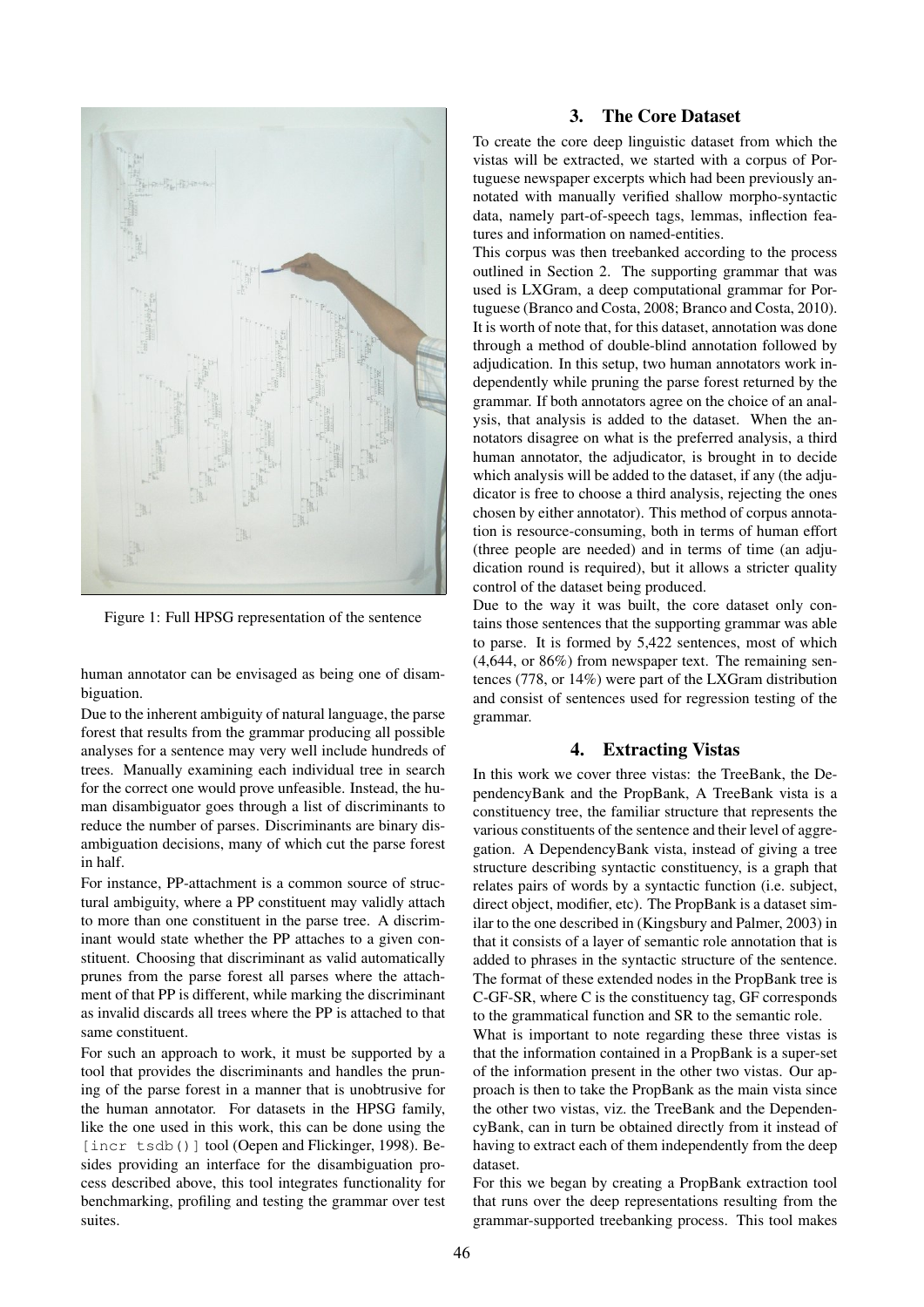Figure 1: Full HPSG representation of the sentence

human annotator can be envisaged as being one of disambiguation.

Due to the inherent ambiguity of natural language, the parse forest that results from the grammar producing all possible analyses for a sentence may very well include hundreds of trees. Manually examining each individual tree in search for the correct one would prove unfeasible. Instead, the human disambiguator goes through a list of discriminants to reduce the number of parses. Discriminants are binary disambiguation decisions, many of which cut the parse forest in half.

For instance, PP-attachment is a common source of structural ambiguity, where a PP constituent may validly attach to more than one constituent in the parse tree. A discriminant would state whether the PP attaches to a given constituent. Choosing that discriminant as valid automatically prunes from the parse forest all parses where the attachment of that PP is different, while marking the discriminant as invalid discards all trees where the PP is attached to that same constituent.

For such an approach to work, it must be supported by a tool that provides the discriminants and handles the pruning of the parse forest in a manner that is unobtrusive for the human annotator. For datasets in the HPSG family, like the one used in this work, this can be done using the `[incr tsdb()]` tool (Oepen and Flickinger, 1998). Besides providing an interface for the disambiguation process described above, this tool integrates functionality for benchmarking, profiling and testing the grammar over test suites.

## 3. The Core Dataset

To create the core deep linguistic dataset from which the vistas will be extracted, we started with a corpus of Portuguese newspaper excerpts which had been previously annotated with manually verified shallow morpho-syntactic data, namely part-of-speech tags, lemmas, inflection features and information on named-entities.

This corpus was then treebanked according to the process outlined in Section 2. The supporting grammar that was used is LXGram, a deep computational grammar for Portuguese (Branco and Costa, 2008; Branco and Costa, 2010). It is worth of note that, for this dataset, annotation was done through a method of double-blind annotation followed by adjudication. In this setup, two human annotators work independently while pruning the parse forest returned by the grammar. If both annotators agree on the choice of an analysis, that analysis is added to the dataset. When the annotators disagree on what is the preferred analysis, a third human annotator, the adjudicator, is brought in to decide which analysis will be added to the dataset, if any (the adjudicator is free to choose a third analysis, rejecting the ones chosen by either annotator). This method of corpus annotation is resource-consuming, both in terms of human effort (three people are needed) and in terms of time (an adjudication round is required), but it allows a stricter quality control of the dataset being produced.

Due to the way it was built, the core dataset only contains those sentences that the supporting grammar was able to parse. It is formed by 5,422 sentences, most of which (4,644, or 86%) from newspaper text. The remaining sentences (778, or 14%) were part of the LXGram distribution and consist of sentences used for regression testing of the grammar.

## 4. Extracting Vistas

In this work we cover three vistas: the TreeBank, the DependencyBank and the PropBank, A TreeBank vista is a constituency tree, the familiar structure that represents the various constituents of the sentence and their level of aggregation. A DependencyBank vista, instead of giving a tree structure describing syntactic constituency, is a graph that relates pairs of words by a syntactic function (i.e. subject, direct object, modifier, etc). The PropBank is a dataset similar to the one described in (Kingsbury and Palmer, 2003) in that it consists of a layer of semantic role annotation that is added to phrases in the syntactic structure of the sentence. The format of these extended nodes in the PropBank tree is C-GF-SR, where C is the constituency tag, GF corresponds to the grammatical function and SR to the semantic role.

What is important to note regarding these three vistas is that the information contained in a PropBank is a super-set of the information present in the other two vistas. Our approach is then to take the PropBank as the main vista since the other two vistas, viz. the TreeBank and the DependencyBank, can in turn be obtained directly from it instead of having to extract each of them independently from the deep dataset.

For this we began by creating a PropBank extraction tool that runs over the deep representations resulting from the grammar-supported treebanking process. This tool makes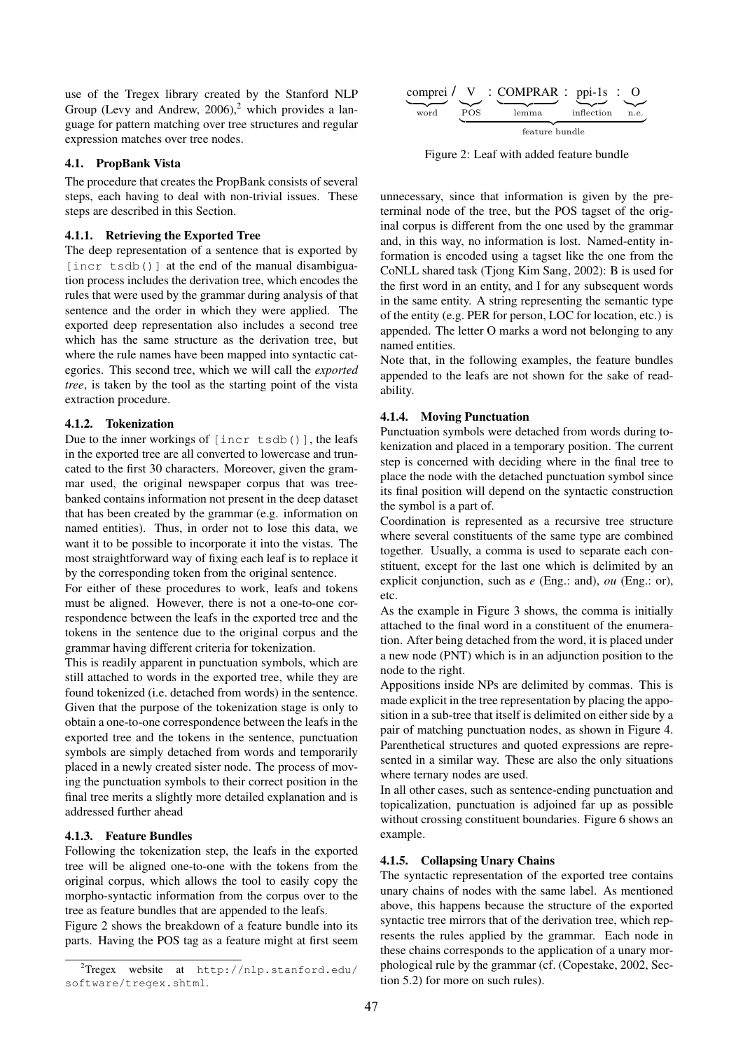use of the Tregex library created by the Stanford NLP Group (Levy and Andrew, 2006),[2] which provides a language for pattern matching over tree structures and regular expression matches over tree nodes.

### 4.1. PropBank Vista

The procedure that creates the PropBank consists of several steps, each having to deal with non-trivial issues. These steps are described in this Section.

#### 4.1.1. Retrieving the Exported Tree

The deep representation of a sentence that is exported by `[incr tsdb()]` at the end of the manual disambiguation process includes the derivation tree, which encodes the rules that were used by the grammar during analysis of that sentence and the order in which they were applied. The exported deep representation also includes a second tree which has the same structure as the derivation tree, but where the rule names have been mapped into syntactic categories. This second tree, which we will call the *exported tree*, is taken by the tool as the starting point of the vista extraction procedure.

#### 4.1.2. Tokenization

Due to the inner workings of `[incr tsdb()]`, the leafs in the exported tree are all converted to lowercase and truncated to the first 30 characters. Moreover, given the grammar used, the original newspaper corpus that was treebanked contains information not present in the deep dataset that has been created by the grammar (e.g. information on named entities). Thus, in order not to lose this data, we want it to be possible to incorporate it into the vistas. The most straightforward way of fixing each leaf is to replace it by the corresponding token from the original sentence.

For either of these procedures to work, leafs and tokens must be aligned. However, there is not a one-to-one correspondence between the leafs in the exported tree and the tokens in the sentence due to the original corpus and the grammar having different criteria for tokenization.

This is readily apparent in punctuation symbols, which are still attached to words in the exported tree, while they are found tokenized (i.e. detached from words) in the sentence. Given that the purpose of the tokenization stage is only to obtain a one-to-one correspondence between the leafs in the exported tree and the tokens in the sentence, punctuation symbols are simply detached from words and temporarily placed in a newly created sister node. The process of moving the punctuation symbols to their correct position in the final tree merits a slightly more detailed explanation and is addressed further ahead

#### 4.1.3. Feature Bundles

Following the tokenization step, the leafs in the exported tree will be aligned one-to-one with the tokens from the original corpus, which allows the tool to easily copy the morpho-syntactic information from the corpus over to the tree as feature bundles that are appended to the leafs.

Figure 2 shows the breakdown of a feature bundle into its parts. Having the POS tag as a feature might at first seem unnecessary, since that information is given by the preterminal node of the tree, but the POS tagset of the original corpus is different from the one used by the grammar and, in this way, no information is lost. Named-entity information is encoded using a tagset like the one from the CoNLL shared task (Tjong Kim Sang, 2002): B is used for the first word in an entity, and I for any subsequent words in the same entity. A string representing the semantic type of the entity (e.g. PER for person, LOC for location, etc.) is appended. The letter O marks a word not belonging to any named entities.

comprei / V : COMPRAR : ppi-1s : O
(word / POS : lemma : inflection : n.e.; POS through n.e. = feature bundle)

Figure 2: Leaf with added feature bundle

Note that, in the following examples, the feature bundles appended to the leafs are not shown for the sake of readability.

#### 4.1.4. Moving Punctuation

Punctuation symbols were detached from words during tokenization and placed in a temporary position. The current step is concerned with deciding where in the final tree to place the node with the detached punctuation symbol since its final position will depend on the syntactic construction the symbol is a part of.

Coordination is represented as a recursive tree structure where several constituents of the same type are combined together. Usually, a comma is used to separate each constituent, except for the last one which is delimited by an explicit conjunction, such as *e* (Eng.: and), *ou* (Eng.: or), etc.

As the example in Figure 3 shows, the comma is initially attached to the final word in a constituent of the enumeration. After being detached from the word, it is placed under a new node (PNT) which is in an adjunction position to the node to the right.

Appositions inside NPs are delimited by commas. This is made explicit in the tree representation by placing the apposition in a sub-tree that itself is delimited on either side by a pair of matching punctuation nodes, as shown in Figure 4. Parenthetical structures and quoted expressions are represented in a similar way. These are also the only situations where ternary nodes are used.

In all other cases, such as sentence-ending punctuation and topicalization, punctuation is adjoined far up as possible without crossing constituent boundaries. Figure 6 shows an example.

#### 4.1.5. Collapsing Unary Chains

The syntactic representation of the exported tree contains unary chains of nodes with the same label. As mentioned above, this happens because the structure of the exported syntactic tree mirrors that of the derivation tree, which represents the rules applied by the grammar. Each node in these chains corresponds to the application of a unary morphological rule by the grammar (cf. (Copestake, 2002, Section 5.2) for more on such rules).

[2] Tregex website at http://nlp.stanford.edu/software/tregex.shtml.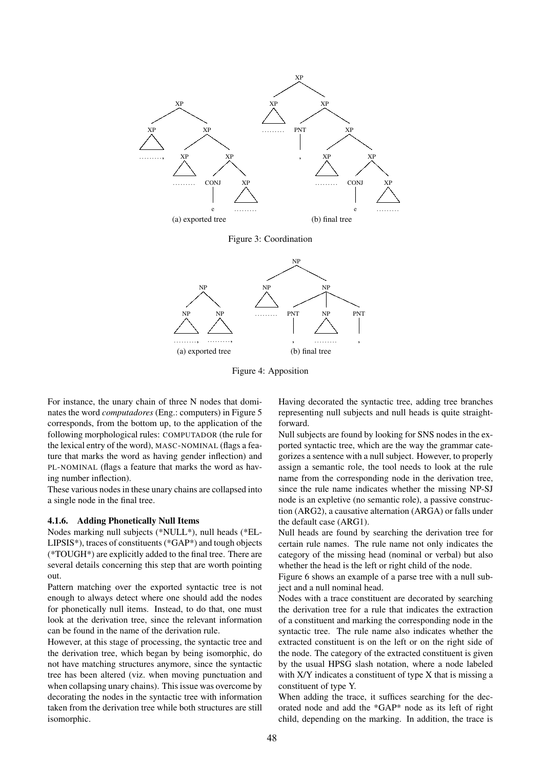Figure 3: Coordination

Figure 4: Apposition

For instance, the unary chain of three N nodes that dominates the word *computadores* (Eng.: computers) in Figure 5 corresponds, from the bottom up, to the application of the following morphological rules: COMPUTADOR (the rule for the lexical entry of the word), MASC-NOMINAL (flags a feature that marks the word as having gender inflection) and PL-NOMINAL (flags a feature that marks the word as having number inflection).

These various nodes in these unary chains are collapsed into a single node in the final tree.

#### 4.1.6. Adding Phonetically Null Items

Nodes marking null subjects (*NULL*), null heads (*ELLIPSIS*), traces of constituents (*GAP*) and tough objects (*TOUGH*) are explicitly added to the final tree. There are several details concerning this step that are worth pointing out.

Pattern matching over the exported syntactic tree is not enough to always detect where one should add the nodes for phonetically null items. Instead, to do that, one must look at the derivation tree, since the relevant information can be found in the name of the derivation rule.

However, at this stage of processing, the syntactic tree and the derivation tree, which began by being isomorphic, do not have matching structures anymore, since the syntactic tree has been altered (viz. when moving punctuation and when collapsing unary chains). This issue was overcome by decorating the nodes in the syntactic tree with information taken from the derivation tree while both structures are still isomorphic.

Having decorated the syntactic tree, adding tree branches representing null subjects and null heads is quite straightforward.

Null subjects are found by looking for SNS nodes in the exported syntactic tree, which are the way the grammar categorizes a sentence with a null subject. However, to properly assign a semantic role, the tool needs to look at the rule name from the corresponding node in the derivation tree, since the rule name indicates whether the missing NP-SJ node is an expletive (no semantic role), a passive construction (ARG2), a causative alternation (ARGA) or falls under the default case (ARG1).

Null heads are found by searching the derivation tree for certain rule names. The rule name not only indicates the category of the missing head (nominal or verbal) but also whether the head is the left or right child of the node.

Figure 6 shows an example of a parse tree with a null subject and a null nominal head.

Nodes with a trace constituent are decorated by searching the derivation tree for a rule that indicates the extraction of a constituent and marking the corresponding node in the syntactic tree. The rule name also indicates whether the extracted constituent is on the left or on the right side of the node. The category of the extracted constituent is given by the usual HPSG slash notation, where a node labeled with X/Y indicates a constituent of type X that is missing a constituent of type Y.

When adding the trace, it suffices searching for the decorated node and add the *GAP* node as its left of right child, depending on the marking. In addition, the trace is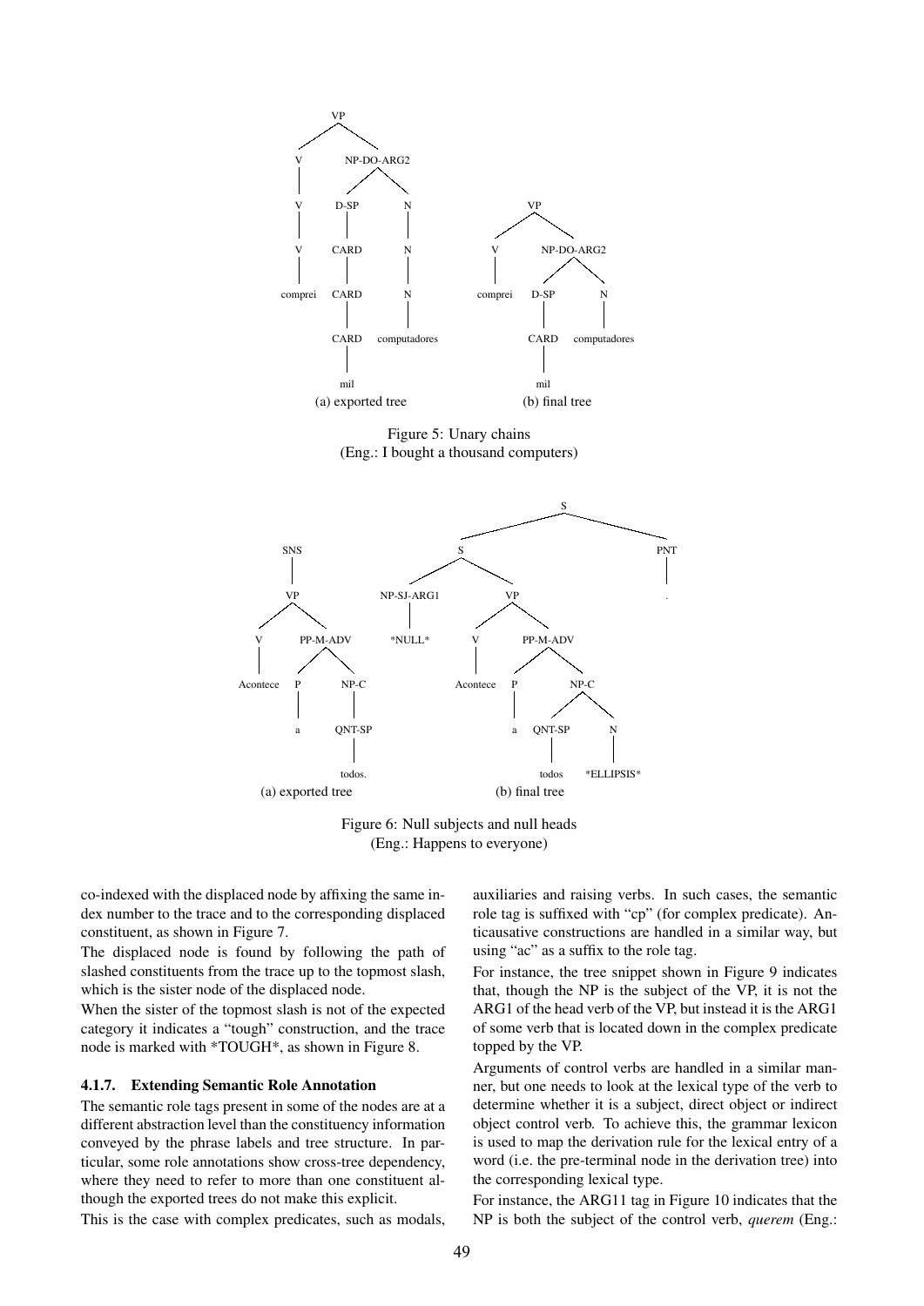Figure 5: Unary chains
(Eng.: I bought a thousand computers)

Figure 6: Null subjects and null heads
(Eng.: Happens to everyone)

co-indexed with the displaced node by affixing the same index number to the trace and to the corresponding displaced constituent, as shown in Figure 7.

The displaced node is found by following the path of slashed constituents from the trace up to the topmost slash, which is the sister node of the displaced node.

When the sister of the topmost slash is not of the expected category it indicates a "tough" construction, and the trace node is marked with *TOUGH*, as shown in Figure 8.

#### 4.1.7. Extending Semantic Role Annotation

The semantic role tags present in some of the nodes are at a different abstraction level than the constituency information conveyed by the phrase labels and tree structure. In particular, some role annotations show cross-tree dependency, where they need to refer to more than one constituent although the exported trees do not make this explicit.

This is the case with complex predicates, such as modals, auxiliaries and raising verbs. In such cases, the semantic role tag is suffixed with "cp" (for complex predicate). Anticausative constructions are handled in a similar way, but using "ac" as a suffix to the role tag.

For instance, the tree snippet shown in Figure 9 indicates that, though the NP is the subject of the VP, it is not the ARG1 of the head verb of the VP, but instead it is the ARG1 of some verb that is located down in the complex predicate topped by the VP.

Arguments of control verbs are handled in a similar manner, but one needs to look at the lexical type of the verb to determine whether it is a subject, direct object or indirect object control verb. To achieve this, the grammar lexicon is used to map the derivation rule for the lexical entry of a word (i.e. the pre-terminal node in the derivation tree) into the corresponding lexical type.

For instance, the ARG11 tag in Figure 10 indicates that the NP is both the subject of the control verb, *querem* (Eng.: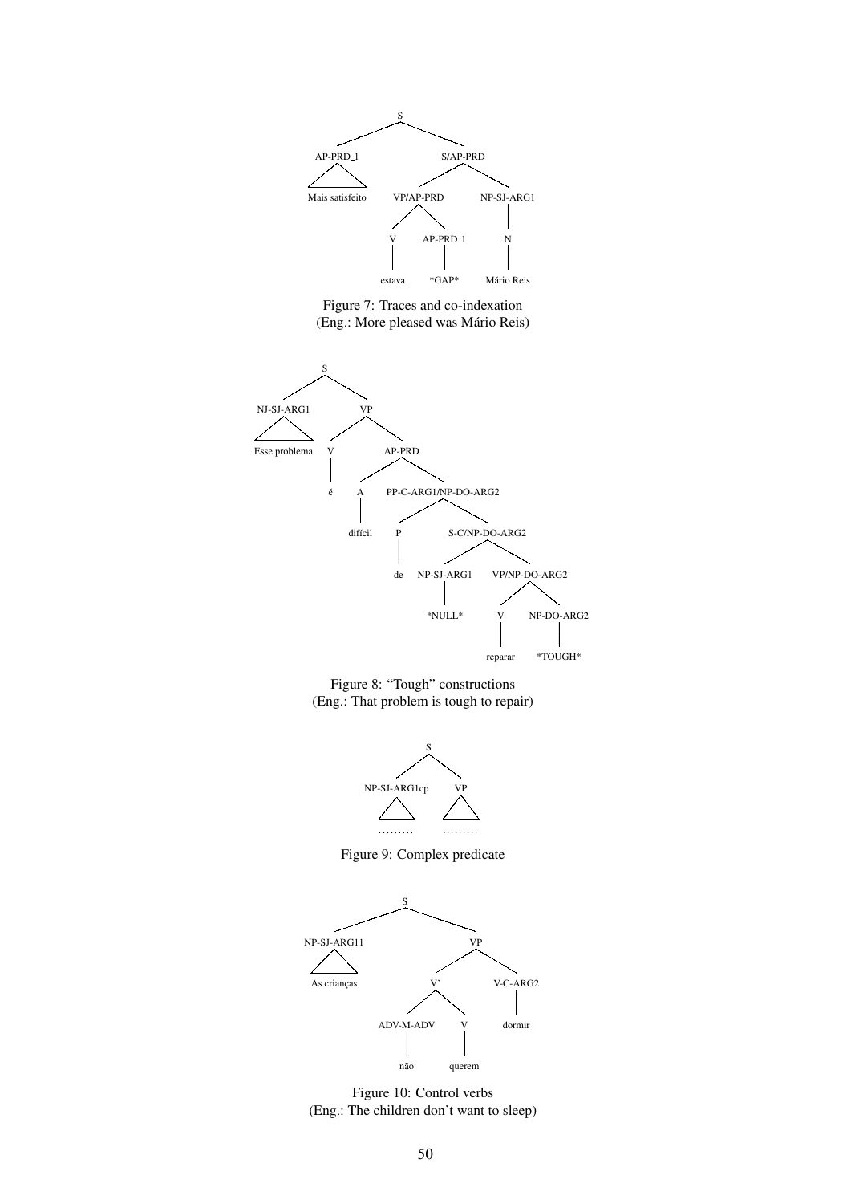```
S
├── AP-PRD_1
│   └── Mais satisfeito
└── S/AP-PRD
    ├── VP/AP-PRD
    │   ├── V
    │   │   └── estava
    │   └── AP-PRD_1
    │       └── *GAP*
    └── NP-SJ-ARG1
        └── N
            └── Mário Reis
```

Figure 7: Traces and co-indexation
(Eng.: More pleased was Mário Reis)

```
S
├── NJ-SJ-ARG1
│   └── Esse problema
└── VP
    ├── V
    │   └── é
    └── AP-PRD
        ├── A
        │   └── difícil
        └── PP-C-ARG1/NP-DO-ARG2
            ├── P
            │   └── de
            └── S-C/NP-DO-ARG2
                ├── NP-SJ-ARG1
                │   └── *NULL*
                └── VP/NP-DO-ARG2
                    ├── V
                    │   └── reparar
                    └── NP-DO-ARG2
                        └── *TOUGH*
```

Figure 8: "Tough" constructions
(Eng.: That problem is tough to repair)

```
S
├── NP-SJ-ARG1cp
│   └── .........
└── VP
    └── .........
```

Figure 9: Complex predicate

```
S
├── NP-SJ-ARG11
│   └── As crianças
└── VP
    ├── V'
    │   ├── ADV-M-ADV
    │   │   └── não
    │   └── V
    │       └── querem
    └── V-C-ARG2
        └── dormir
```

Figure 10: Control verbs
(Eng.: The children don't want to sleep)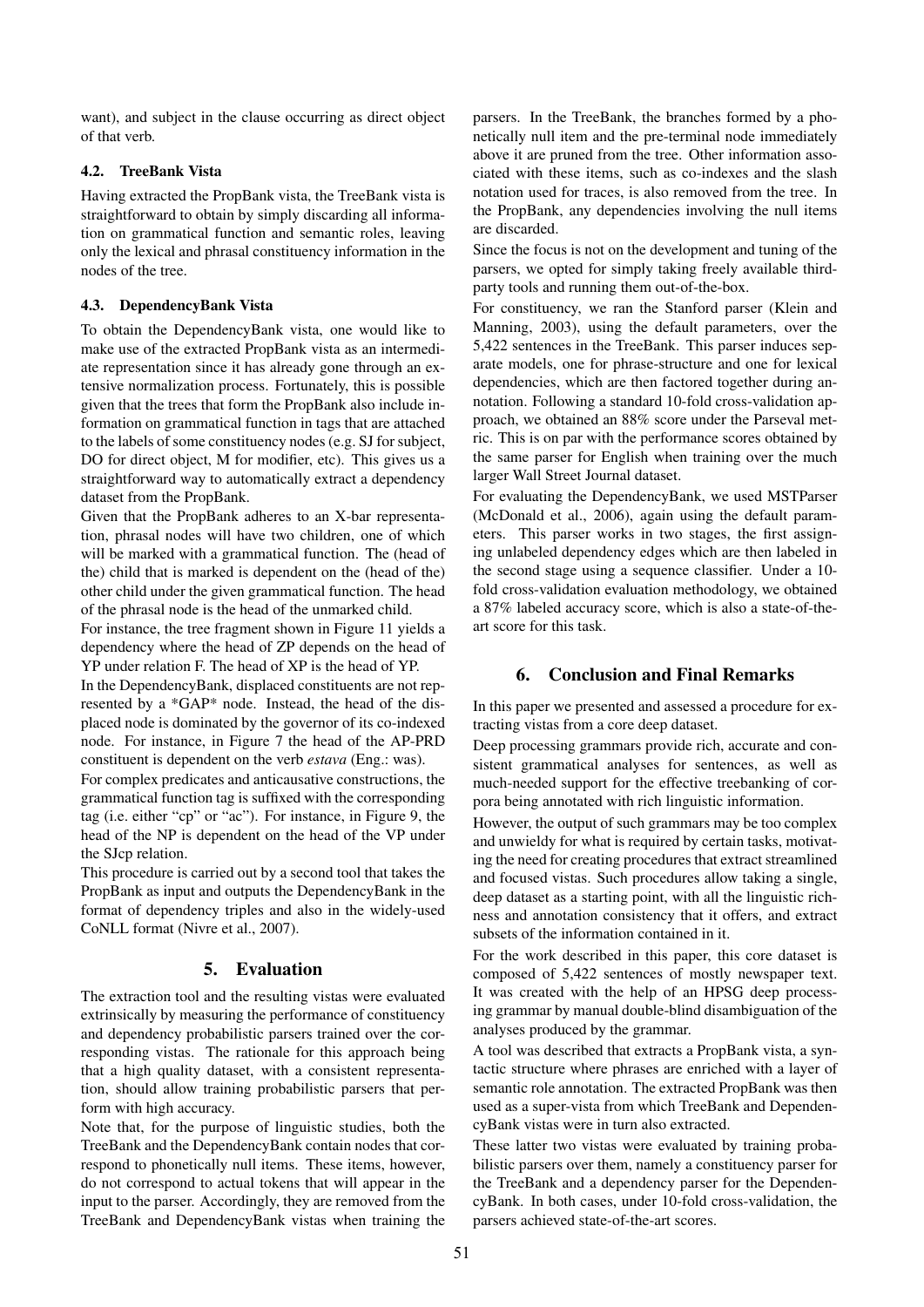want), and subject in the clause occurring as direct object of that verb.

### 4.2. TreeBank Vista

Having extracted the PropBank vista, the TreeBank vista is straightforward to obtain by simply discarding all information on grammatical function and semantic roles, leaving only the lexical and phrasal constituency information in the nodes of the tree.

### 4.3. DependencyBank Vista

To obtain the DependencyBank vista, one would like to make use of the extracted PropBank vista as an intermediate representation since it has already gone through an extensive normalization process. Fortunately, this is possible given that the trees that form the PropBank also include information on grammatical function in tags that are attached to the labels of some constituency nodes (e.g. SJ for subject, DO for direct object, M for modifier, etc). This gives us a straightforward way to automatically extract a dependency dataset from the PropBank.

Given that the PropBank adheres to an X-bar representation, phrasal nodes will have two children, one of which will be marked with a grammatical function. The (head of the) child that is marked is dependent on the (head of the) other child under the given grammatical function. The head of the phrasal node is the head of the unmarked child.

For instance, the tree fragment shown in Figure 11 yields a dependency where the head of ZP depends on the head of YP under relation F. The head of XP is the head of YP.

In the DependencyBank, displaced constituents are not represented by a *GAP* node. Instead, the head of the displaced node is dominated by the governor of its co-indexed node. For instance, in Figure 7 the head of the AP-PRD constituent is dependent on the verb *estava* (Eng.: was).

For complex predicates and anticausative constructions, the grammatical function tag is suffixed with the corresponding tag (i.e. either "cp" or "ac"). For instance, in Figure 9, the head of the NP is dependent on the head of the VP under the SJcp relation.

This procedure is carried out by a second tool that takes the PropBank as input and outputs the DependencyBank in the format of dependency triples and also in the widely-used CoNLL format (Nivre et al., 2007).

## 5. Evaluation

The extraction tool and the resulting vistas were evaluated extrinsically by measuring the performance of constituency and dependency probabilistic parsers trained over the corresponding vistas. The rationale for this approach being that a high quality dataset, with a consistent representation, should allow training probabilistic parsers that perform with high accuracy.

Note that, for the purpose of linguistic studies, both the TreeBank and the DependencyBank contain nodes that correspond to phonetically null items. These items, however, do not correspond to actual tokens that will appear in the input to the parser. Accordingly, they are removed from the TreeBank and DependencyBank vistas when training the parsers. In the TreeBank, the branches formed by a phonetically null item and the pre-terminal node immediately above it are pruned from the tree. Other information associated with these items, such as co-indexes and the slash notation used for traces, is also removed from the tree. In the PropBank, any dependencies involving the null items are discarded.

Since the focus is not on the development and tuning of the parsers, we opted for simply taking freely available third-party tools and running them out-of-the-box.

For constituency, we ran the Stanford parser (Klein and Manning, 2003), using the default parameters, over the 5,422 sentences in the TreeBank. This parser induces separate models, one for phrase-structure and one for lexical dependencies, which are then factored together during annotation. Following a standard 10-fold cross-validation approach, we obtained an 88% score under the Parseval metric. This is on par with the performance scores obtained by the same parser for English when training over the much larger Wall Street Journal dataset.

For evaluating the DependencyBank, we used MSTParser (McDonald et al., 2006), again using the default parameters. This parser works in two stages, the first assigning unlabeled dependency edges which are then labeled in the second stage using a sequence classifier. Under a 10-fold cross-validation evaluation methodology, we obtained a 87% labeled accuracy score, which is also a state-of-the-art score for this task.

## 6. Conclusion and Final Remarks

In this paper we presented and assessed a procedure for extracting vistas from a core deep dataset.

Deep processing grammars provide rich, accurate and consistent grammatical analyses for sentences, as well as much-needed support for the effective treebanking of corpora being annotated with rich linguistic information.

However, the output of such grammars may be too complex and unwieldy for what is required by certain tasks, motivating the need for creating procedures that extract streamlined and focused vistas. Such procedures allow taking a single, deep dataset as a starting point, with all the linguistic richness and annotation consistency that it offers, and extract subsets of the information contained in it.

For the work described in this paper, this core dataset is composed of 5,422 sentences of mostly newspaper text. It was created with the help of an HPSG deep processing grammar by manual double-blind disambiguation of the analyses produced by the grammar.

A tool was described that extracts a PropBank vista, a syntactic structure where phrases are enriched with a layer of semantic role annotation. The extracted PropBank was then used as a super-vista from which TreeBank and DependencyBank vistas were in turn also extracted.

These latter two vistas were evaluated by training probabilistic parsers over them, namely a constituency parser for the TreeBank and a dependency parser for the DependencyBank. In both cases, under 10-fold cross-validation, the parsers achieved state-of-the-art scores.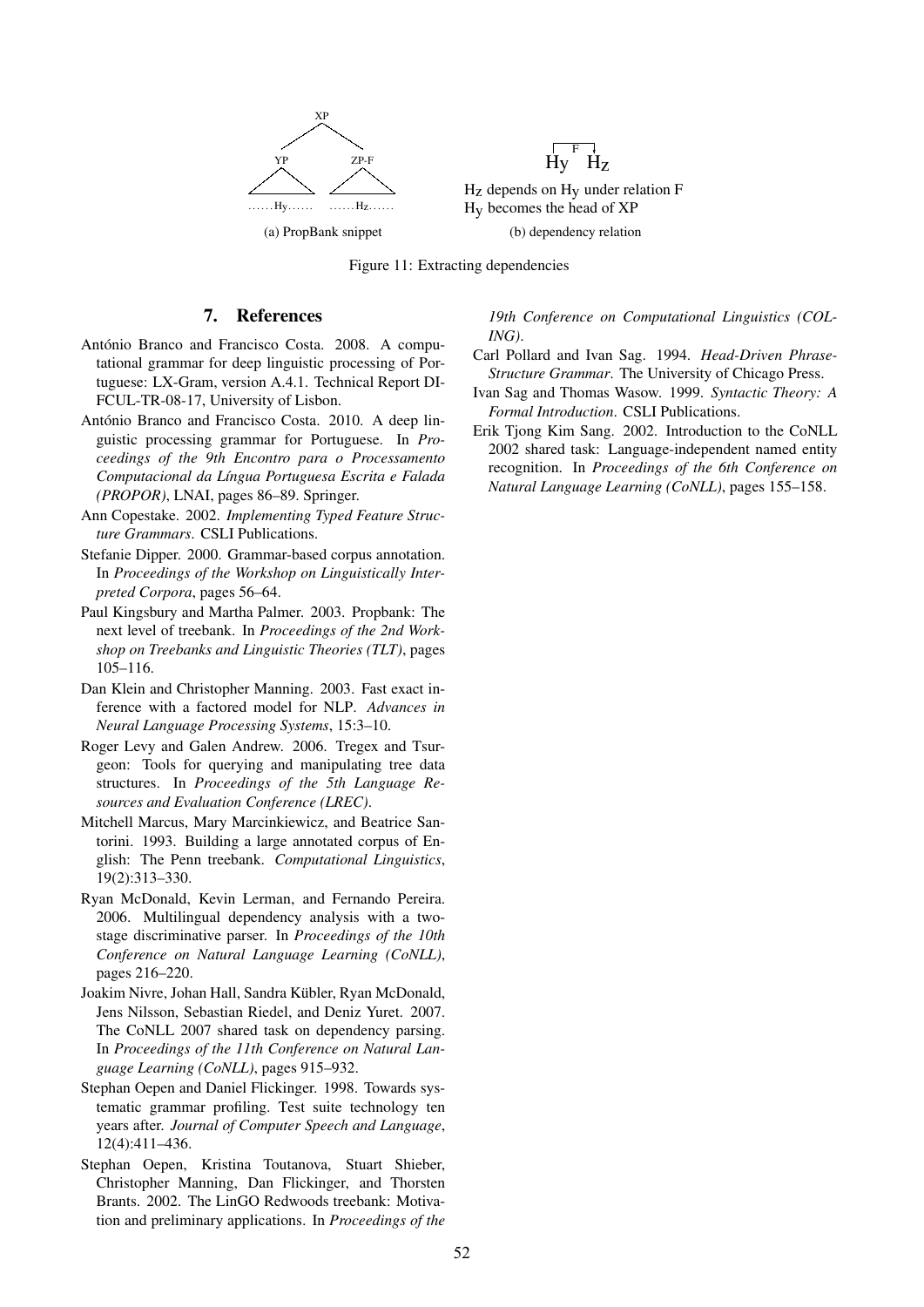XP

YP

ZP-F

……Hy……

……Hz……

(a) PropBank snippet

F

Hy Hz

Hz depends on Hy under relation F

Hy becomes the head of XP

(b) dependency relation

Figure 11: Extracting dependencies

## 7. References

António Branco and Francisco Costa. 2008. A computational grammar for deep linguistic processing of Portuguese: LX-Gram, version A.4.1. Technical Report DI-FCUL-TR-08-17, University of Lisbon.

António Branco and Francisco Costa. 2010. A deep linguistic processing grammar for Portuguese. In *Proceedings of the 9th Encontro para o Processamento Computacional da Língua Portuguesa Escrita e Falada (PROPOR)*, LNAI, pages 86–89. Springer.

Ann Copestake. 2002. *Implementing Typed Feature Structure Grammars*. CSLI Publications.

Stefanie Dipper. 2000. Grammar-based corpus annotation. In *Proceedings of the Workshop on Linguistically Interpreted Corpora*, pages 56–64.

Paul Kingsbury and Martha Palmer. 2003. Propbank: The next level of treebank. In *Proceedings of the 2nd Workshop on Treebanks and Linguistic Theories (TLT)*, pages 105–116.

Dan Klein and Christopher Manning. 2003. Fast exact inference with a factored model for NLP. *Advances in Neural Language Processing Systems*, 15:3–10.

Roger Levy and Galen Andrew. 2006. Tregex and Tsurgeon: Tools for querying and manipulating tree data structures. In *Proceedings of the 5th Language Resources and Evaluation Conference (LREC)*.

Mitchell Marcus, Mary Marcinkiewicz, and Beatrice Santorini. 1993. Building a large annotated corpus of English: The Penn treebank. *Computational Linguistics*, 19(2):313–330.

Ryan McDonald, Kevin Lerman, and Fernando Pereira. 2006. Multilingual dependency analysis with a two-stage discriminative parser. In *Proceedings of the 10th Conference on Natural Language Learning (CoNLL)*, pages 216–220.

Joakim Nivre, Johan Hall, Sandra Kübler, Ryan McDonald, Jens Nilsson, Sebastian Riedel, and Deniz Yuret. 2007. The CoNLL 2007 shared task on dependency parsing. In *Proceedings of the 11th Conference on Natural Language Learning (CoNLL)*, pages 915–932.

Stephan Oepen and Daniel Flickinger. 1998. Towards systematic grammar profiling. Test suite technology ten years after. *Journal of Computer Speech and Language*, 12(4):411–436.

Stephan Oepen, Kristina Toutanova, Stuart Shieber, Christopher Manning, Dan Flickinger, and Thorsten Brants. 2002. The LinGO Redwoods treebank: Motivation and preliminary applications. In *Proceedings of the 19th Conference on Computational Linguistics (COLING)*.

Carl Pollard and Ivan Sag. 1994. *Head-Driven Phrase-Structure Grammar*. The University of Chicago Press.

Ivan Sag and Thomas Wasow. 1999. *Syntactic Theory: A Formal Introduction*. CSLI Publications.

Erik Tjong Kim Sang. 2002. Introduction to the CoNLL 2002 shared task: Language-independent named entity recognition. In *Proceedings of the 6th Conference on Natural Language Learning (CoNLL)*, pages 155–158.